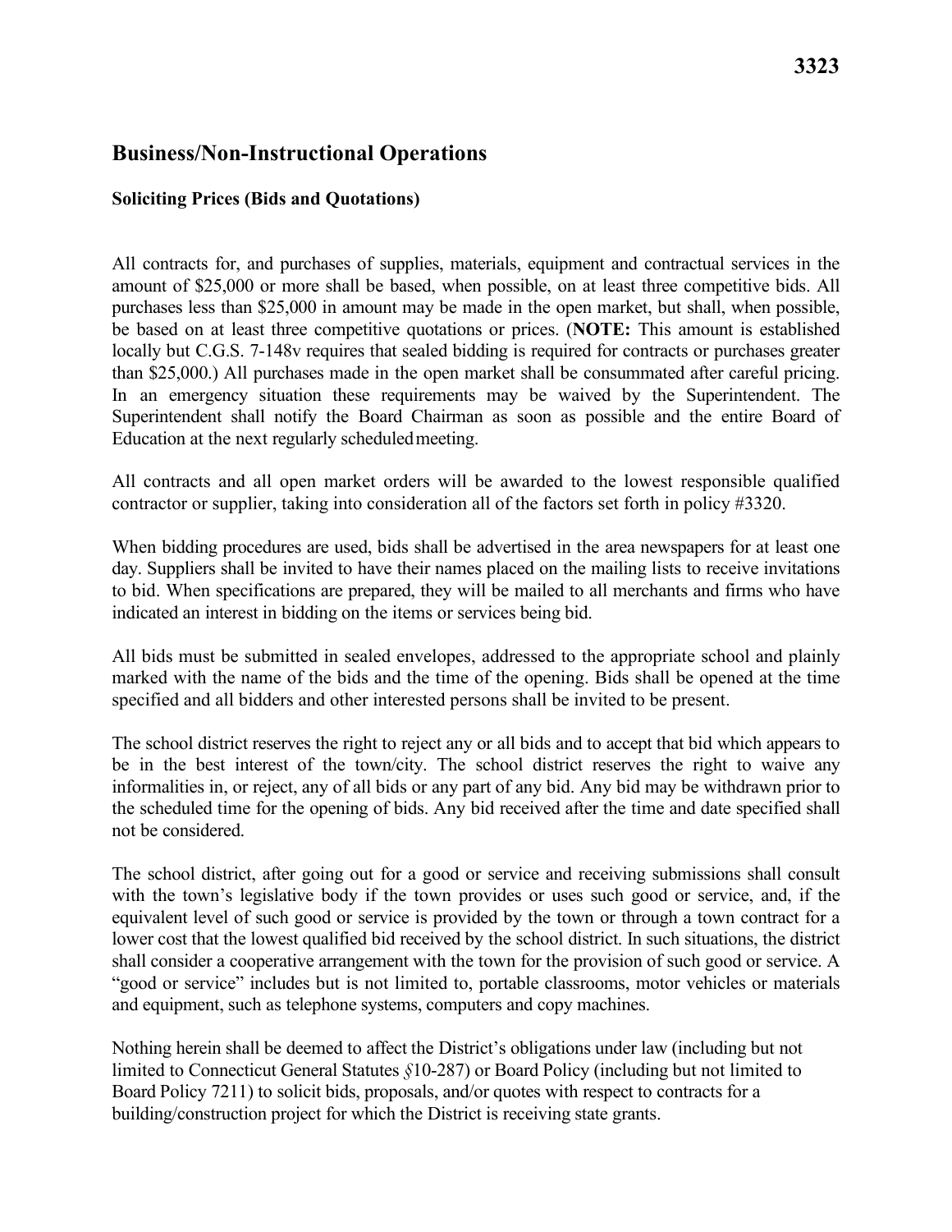# Business/Non-Instructional Operations

## Soliciting Prices (Bids and Quotations)

All contracts for, and purchases of supplies, materials, equipment and contractual services in the amount of $25,000 or more shall be based, when possible, on at least three competitive bids. All purchases less than $25,000 in amount may be made in the open market, but shall, when possible, be based on at least three competitive quotations or prices. (**NOTE:** This amount is established locally but C.G.S. 7-148v requires that sealed bidding is required for contracts or purchases greater than $25,000.) All purchases made in the open market shall be consummated after careful pricing. In an emergency situation these requirements may be waived by the Superintendent. The Superintendent shall notify the Board Chairman as soon as possible and the entire Board of Education at the next regularly scheduled meeting.

All contracts and all open market orders will be awarded to the lowest responsible qualified contractor or supplier, taking into consideration all of the factors set forth in policy #3320.

When bidding procedures are used, bids shall be advertised in the area newspapers for at least one day. Suppliers shall be invited to have their names placed on the mailing lists to receive invitations to bid. When specifications are prepared, they will be mailed to all merchants and firms who have indicated an interest in bidding on the items or services being bid.

All bids must be submitted in sealed envelopes, addressed to the appropriate school and plainly marked with the name of the bids and the time of the opening. Bids shall be opened at the time specified and all bidders and other interested persons shall be invited to be present.

The school district reserves the right to reject any or all bids and to accept that bid which appears to be in the best interest of the town/city. The school district reserves the right to waive any informalities in, or reject, any of all bids or any part of any bid. Any bid may be withdrawn prior to the scheduled time for the opening of bids. Any bid received after the time and date specified shall not be considered.

The school district, after going out for a good or service and receiving submissions shall consult with the town's legislative body if the town provides or uses such good or service, and, if the equivalent level of such good or service is provided by the town or through a town contract for a lower cost that the lowest qualified bid received by the school district. In such situations, the district shall consider a cooperative arrangement with the town for the provision of such good or service. A "good or service" includes but is not limited to, portable classrooms, motor vehicles or materials and equipment, such as telephone systems, computers and copy machines.

Nothing herein shall be deemed to affect the District's obligations under law (including but not limited to Connecticut General Statutes §10-287) or Board Policy (including but not limited to Board Policy 7211) to solicit bids, proposals, and/or quotes with respect to contracts for a building/construction project for which the District is receiving state grants.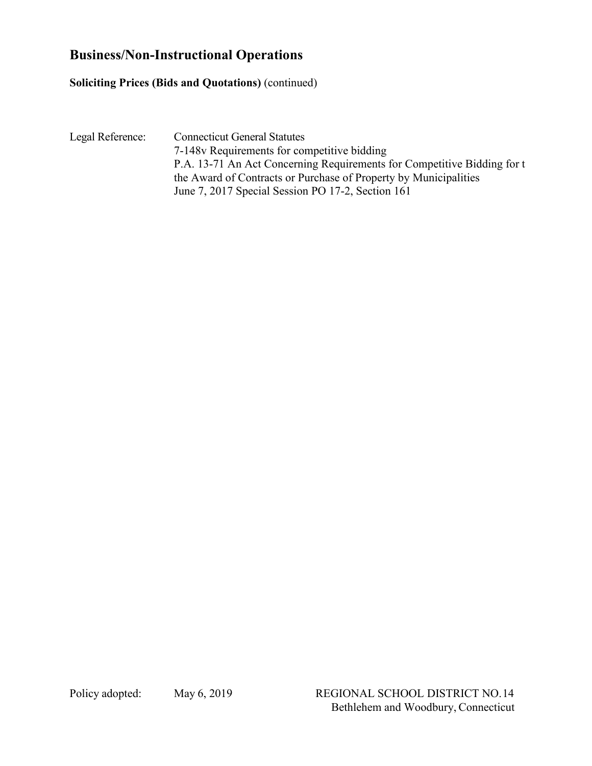## Business/Non-Instructional Operations

**Soliciting Prices (Bids and Quotations)** (continued)

Legal Reference: Connecticut General Statutes

7-148v Requirements for competitive bidding

P.A. 13-71 An Act Concerning Requirements for Competitive Bidding for t the Award of Contracts or Purchase of Property by Municipalities

June 7, 2017 Special Session PO 17-2, Section 161

Policy adopted: May 6, 2019

REGIONAL SCHOOL DISTRICT NO. 14
Bethlehem and Woodbury, Connecticut